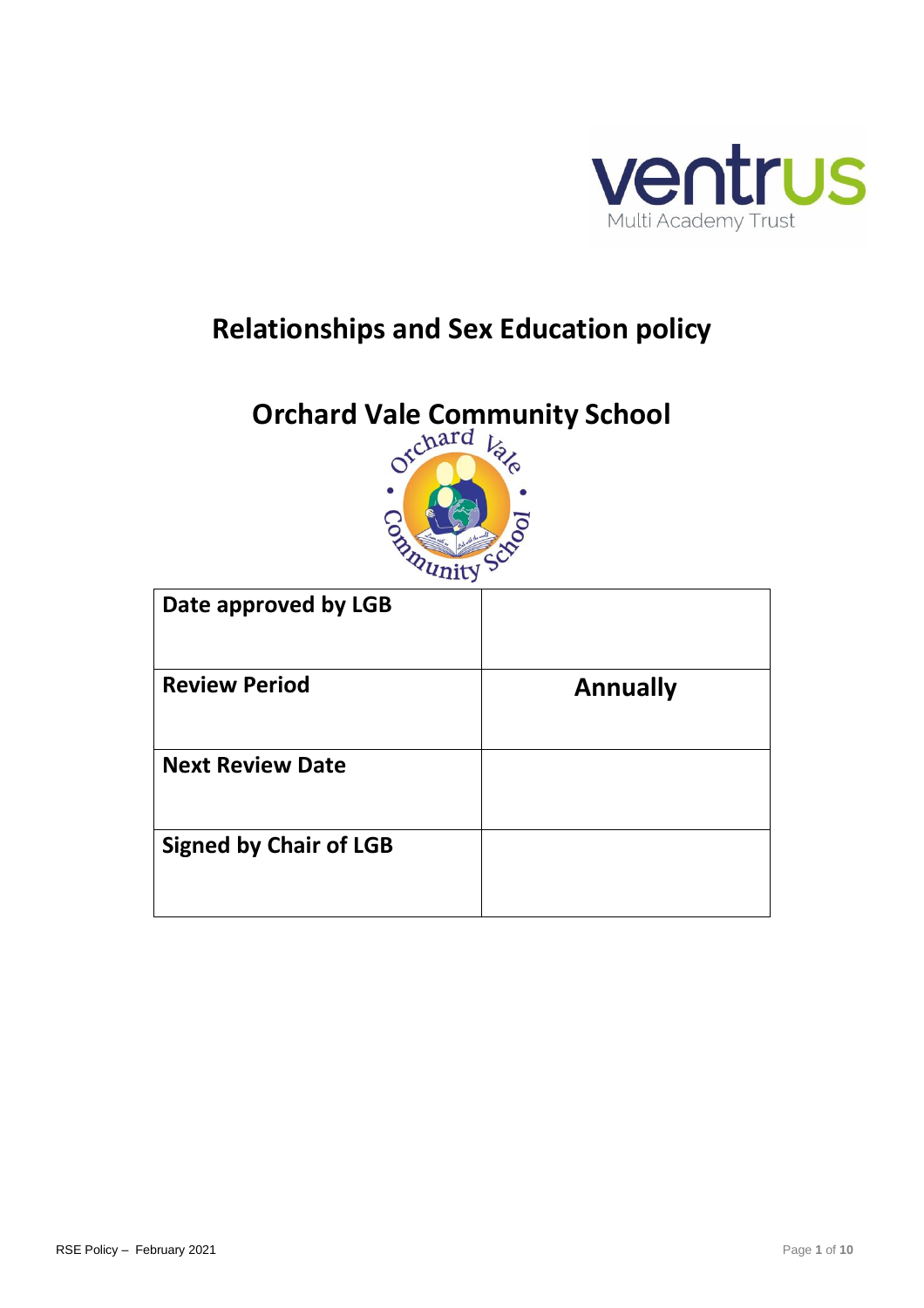# Relationships and Sex Education policy

## Orchard Vale Community School

| Date approved by LGB | |
|---|---|
| Review Period | Annually |
| Next Review Date | |
| Signed by Chair of LGB | |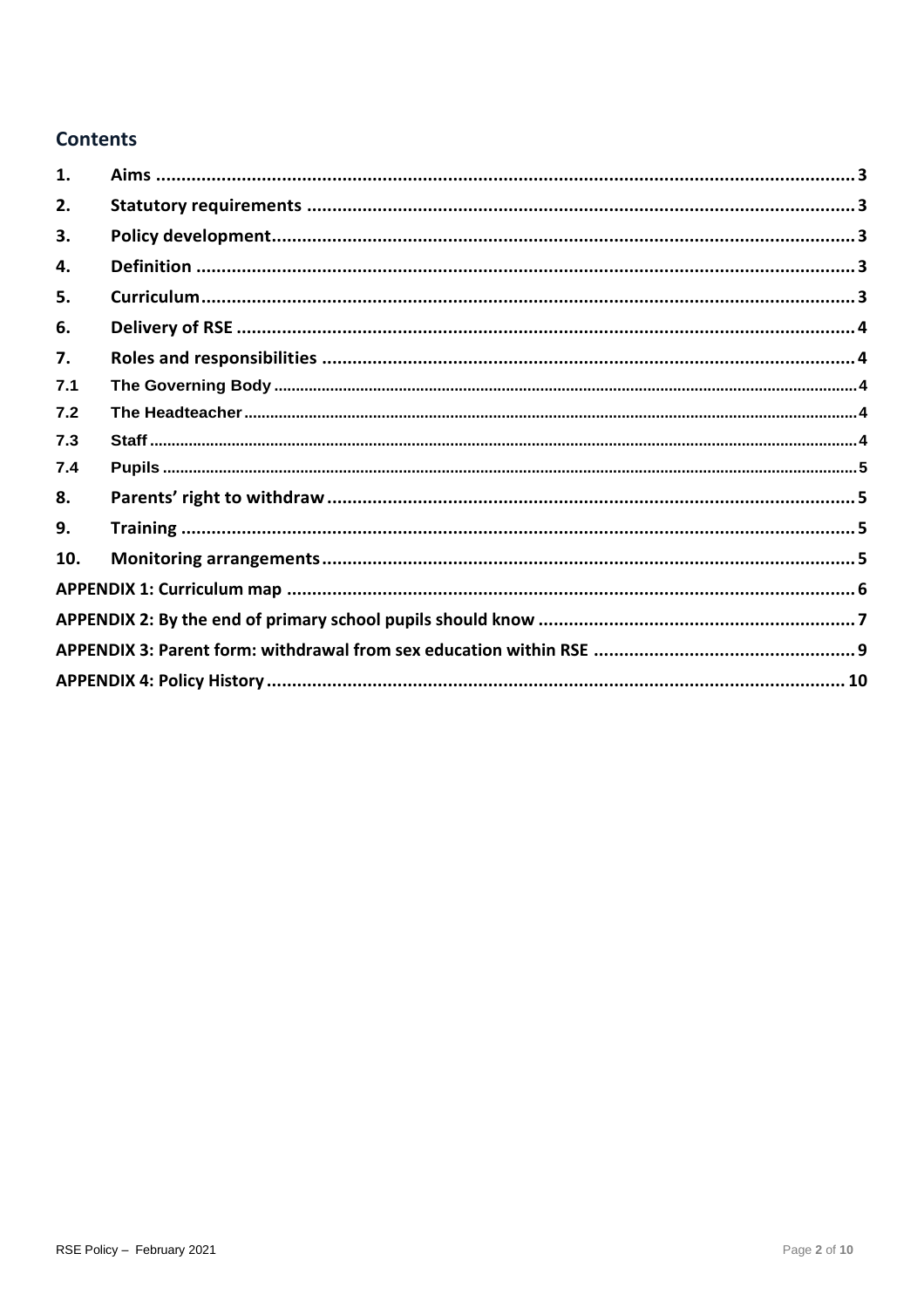## Contents

| | | |
|---|---|---|
| 1. | Aims | 3 |
| 2. | Statutory requirements | 3 |
| 3. | Policy development | 3 |
| 4. | Definition | 3 |
| 5. | Curriculum | 3 |
| 6. | Delivery of RSE | 4 |
| 7. | Roles and responsibilities | 4 |
| 7.1 | The Governing Body | 4 |
| 7.2 | The Headteacher | 4 |
| 7.3 | Staff | 4 |
| 7.4 | Pupils | 5 |
| 8. | Parents' right to withdraw | 5 |
| 9. | Training | 5 |
| 10. | Monitoring arrangements | 5 |
| | APPENDIX 1: Curriculum map | 6 |
| | APPENDIX 2: By the end of primary school pupils should know | 7 |
| | APPENDIX 3: Parent form: withdrawal from sex education within RSE | 9 |
| | APPENDIX 4: Policy History | 10 |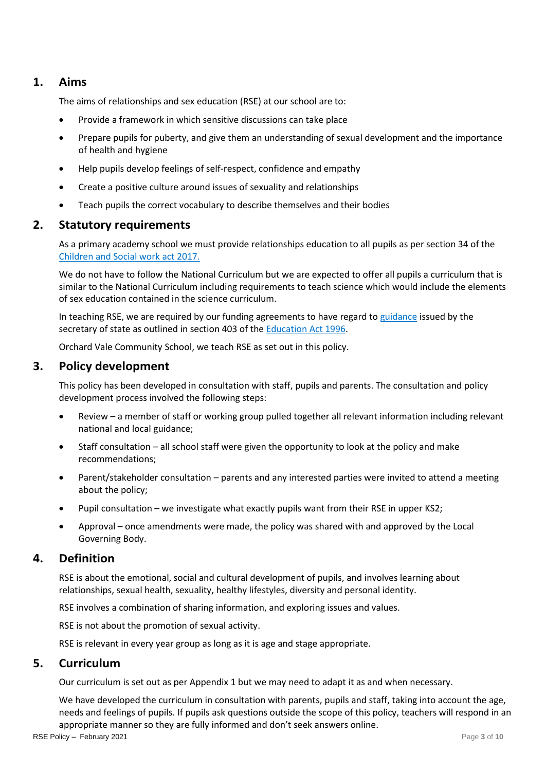## 1. Aims

The aims of relationships and sex education (RSE) at our school are to:

- Provide a framework in which sensitive discussions can take place
- Prepare pupils for puberty, and give them an understanding of sexual development and the importance of health and hygiene
- Help pupils develop feelings of self-respect, confidence and empathy
- Create a positive culture around issues of sexuality and relationships
- Teach pupils the correct vocabulary to describe themselves and their bodies

## 2. Statutory requirements

As a primary academy school we must provide relationships education to all pupils as per section 34 of the Children and Social work act 2017.

We do not have to follow the National Curriculum but we are expected to offer all pupils a curriculum that is similar to the National Curriculum including requirements to teach science which would include the elements of sex education contained in the science curriculum.

In teaching RSE, we are required by our funding agreements to have regard to guidance issued by the secretary of state as outlined in section 403 of the Education Act 1996.

Orchard Vale Community School, we teach RSE as set out in this policy.

## 3. Policy development

This policy has been developed in consultation with staff, pupils and parents. The consultation and policy development process involved the following steps:

- Review – a member of staff or working group pulled together all relevant information including relevant national and local guidance;
- Staff consultation – all school staff were given the opportunity to look at the policy and make recommendations;
- Parent/stakeholder consultation – parents and any interested parties were invited to attend a meeting about the policy;
- Pupil consultation – we investigate what exactly pupils want from their RSE in upper KS2;
- Approval – once amendments were made, the policy was shared with and approved by the Local Governing Body.

## 4. Definition

RSE is about the emotional, social and cultural development of pupils, and involves learning about relationships, sexual health, sexuality, healthy lifestyles, diversity and personal identity.

RSE involves a combination of sharing information, and exploring issues and values.

RSE is not about the promotion of sexual activity.

RSE is relevant in every year group as long as it is age and stage appropriate.

## 5. Curriculum

Our curriculum is set out as per Appendix 1 but we may need to adapt it as and when necessary.

We have developed the curriculum in consultation with parents, pupils and staff, taking into account the age, needs and feelings of pupils. If pupils ask questions outside the scope of this policy, teachers will respond in an appropriate manner so they are fully informed and don't seek answers online.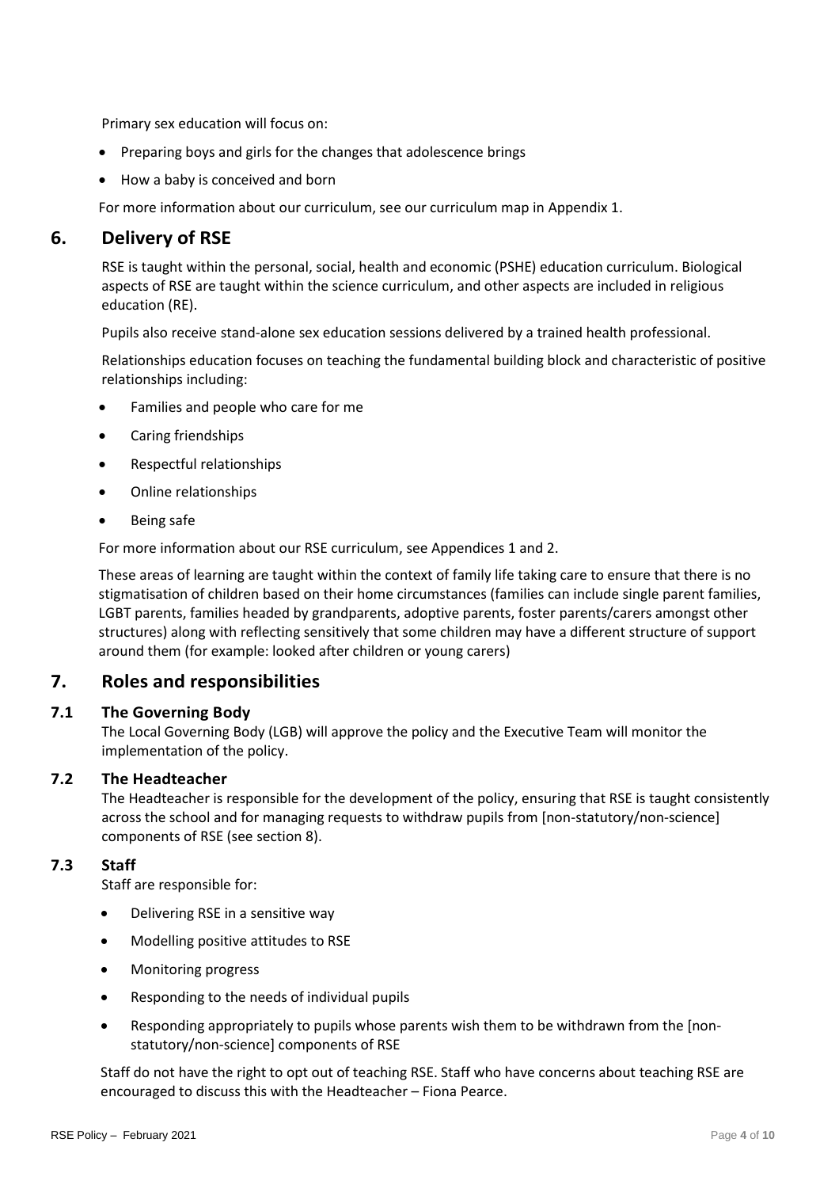Primary sex education will focus on:

- Preparing boys and girls for the changes that adolescence brings
- How a baby is conceived and born

For more information about our curriculum, see our curriculum map in Appendix 1.

## 6. Delivery of RSE

RSE is taught within the personal, social, health and economic (PSHE) education curriculum. Biological aspects of RSE are taught within the science curriculum, and other aspects are included in religious education (RE).

Pupils also receive stand-alone sex education sessions delivered by a trained health professional.

Relationships education focuses on teaching the fundamental building block and characteristic of positive relationships including:

- Families and people who care for me
- Caring friendships
- Respectful relationships
- Online relationships
- Being safe

For more information about our RSE curriculum, see Appendices 1 and 2.

These areas of learning are taught within the context of family life taking care to ensure that there is no stigmatisation of children based on their home circumstances (families can include single parent families, LGBT parents, families headed by grandparents, adoptive parents, foster parents/carers amongst other structures) along with reflecting sensitively that some children may have a different structure of support around them (for example: looked after children or young carers)

## 7. Roles and responsibilities

### 7.1 The Governing Body

The Local Governing Body (LGB) will approve the policy and the Executive Team will monitor the implementation of the policy.

### 7.2 The Headteacher

The Headteacher is responsible for the development of the policy, ensuring that RSE is taught consistently across the school and for managing requests to withdraw pupils from [non-statutory/non-science] components of RSE (see section 8).

### 7.3 Staff

Staff are responsible for:

- Delivering RSE in a sensitive way
- Modelling positive attitudes to RSE
- Monitoring progress
- Responding to the needs of individual pupils
- Responding appropriately to pupils whose parents wish them to be withdrawn from the [non-statutory/non-science] components of RSE

Staff do not have the right to opt out of teaching RSE. Staff who have concerns about teaching RSE are encouraged to discuss this with the Headteacher – Fiona Pearce.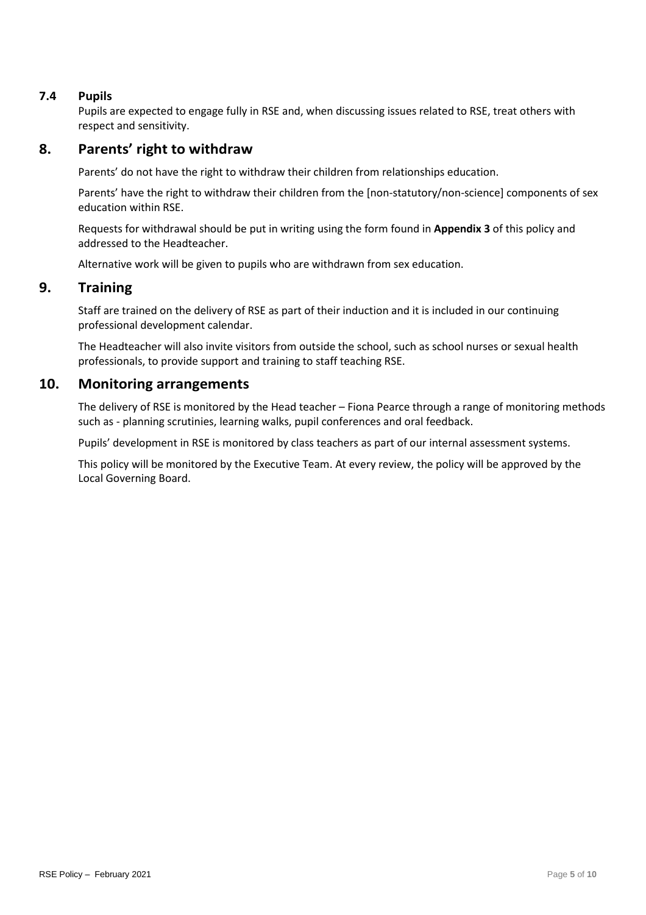### 7.4 Pupils

Pupils are expected to engage fully in RSE and, when discussing issues related to RSE, treat others with respect and sensitivity.

## 8. Parents' right to withdraw

Parents' do not have the right to withdraw their children from relationships education.

Parents' have the right to withdraw their children from the [non-statutory/non-science] components of sex education within RSE.

Requests for withdrawal should be put in writing using the form found in **Appendix 3** of this policy and addressed to the Headteacher.

Alternative work will be given to pupils who are withdrawn from sex education.

## 9. Training

Staff are trained on the delivery of RSE as part of their induction and it is included in our continuing professional development calendar.

The Headteacher will also invite visitors from outside the school, such as school nurses or sexual health professionals, to provide support and training to staff teaching RSE.

## 10. Monitoring arrangements

The delivery of RSE is monitored by the Head teacher – Fiona Pearce through a range of monitoring methods such as - planning scrutinies, learning walks, pupil conferences and oral feedback.

Pupils' development in RSE is monitored by class teachers as part of our internal assessment systems.

This policy will be monitored by the Executive Team. At every review, the policy will be approved by the Local Governing Board.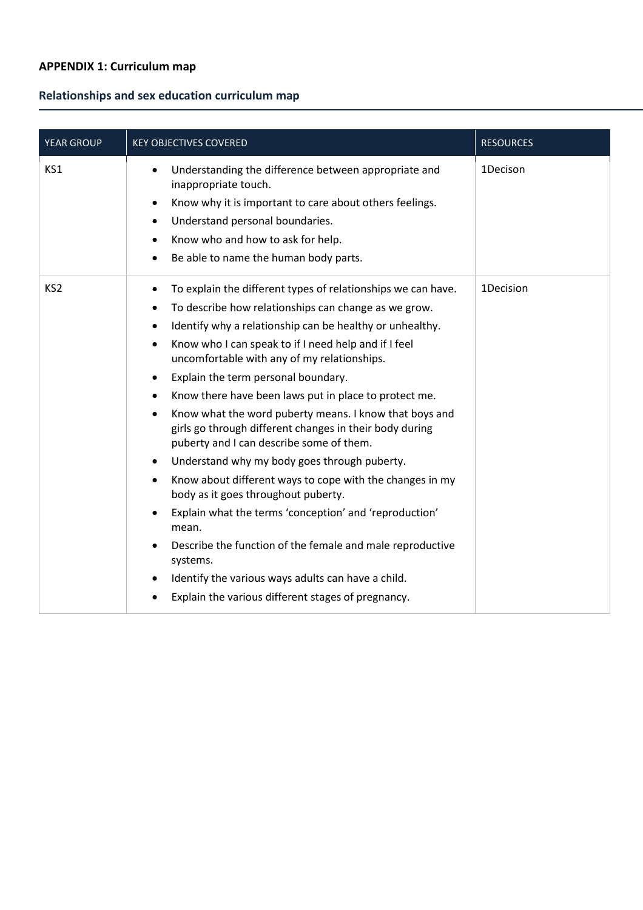**APPENDIX 1: Curriculum map**

## Relationships and sex education curriculum map

| YEAR GROUP | KEY OBJECTIVES COVERED | RESOURCES |
|---|---|---|
| KS1 | • Understanding the difference between appropriate and inappropriate touch.<br>• Know why it is important to care about others feelings.<br>• Understand personal boundaries.<br>• Know who and how to ask for help.<br>• Be able to name the human body parts. | 1Decison |
| KS2 | • To explain the different types of relationships we can have.<br>• To describe how relationships can change as we grow.<br>• Identify why a relationship can be healthy or unhealthy.<br>• Know who I can speak to if I need help and if I feel uncomfortable with any of my relationships.<br>• Explain the term personal boundary.<br>• Know there have been laws put in place to protect me.<br>• Know what the word puberty means. I know that boys and girls go through different changes in their body during puberty and I can describe some of them.<br>• Understand why my body goes through puberty.<br>• Know about different ways to cope with the changes in my body as it goes throughout puberty.<br>• Explain what the terms 'conception' and 'reproduction' mean.<br>• Describe the function of the female and male reproductive systems.<br>• Identify the various ways adults can have a child.<br>• Explain the various different stages of pregnancy. | 1Decision |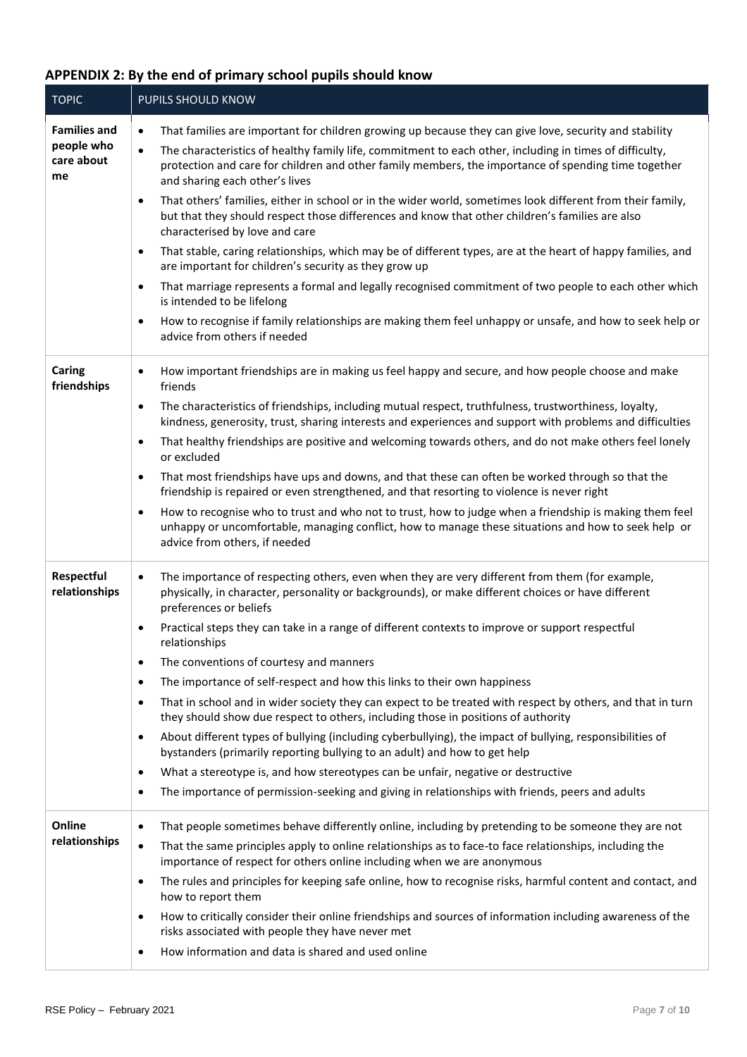## APPENDIX 2: By the end of primary school pupils should know

| TOPIC | PUPILS SHOULD KNOW |
| --- | --- |
| **Families and people who care about me** | • That families are important for children growing up because they can give love, security and stability<br>• The characteristics of healthy family life, commitment to each other, including in times of difficulty, protection and care for children and other family members, the importance of spending time together and sharing each other's lives<br>• That others' families, either in school or in the wider world, sometimes look different from their family, but that they should respect those differences and know that other children's families are also characterised by love and care<br>• That stable, caring relationships, which may be of different types, are at the heart of happy families, and are important for children's security as they grow up<br>• That marriage represents a formal and legally recognised commitment of two people to each other which is intended to be lifelong<br>• How to recognise if family relationships are making them feel unhappy or unsafe, and how to seek help or advice from others if needed |
| **Caring friendships** | • How important friendships are in making us feel happy and secure, and how people choose and make friends<br>• The characteristics of friendships, including mutual respect, truthfulness, trustworthiness, loyalty, kindness, generosity, trust, sharing interests and experiences and support with problems and difficulties<br>• That healthy friendships are positive and welcoming towards others, and do not make others feel lonely or excluded<br>• That most friendships have ups and downs, and that these can often be worked through so that the friendship is repaired or even strengthened, and that resorting to violence is never right<br>• How to recognise who to trust and who not to trust, how to judge when a friendship is making them feel unhappy or uncomfortable, managing conflict, how to manage these situations and how to seek help or advice from others, if needed |
| **Respectful relationships** | • The importance of respecting others, even when they are very different from them (for example, physically, in character, personality or backgrounds), or make different choices or have different preferences or beliefs<br>• Practical steps they can take in a range of different contexts to improve or support respectful relationships<br>• The conventions of courtesy and manners<br>• The importance of self-respect and how this links to their own happiness<br>• That in school and in wider society they can expect to be treated with respect by others, and that in turn they should show due respect to others, including those in positions of authority<br>• About different types of bullying (including cyberbullying), the impact of bullying, responsibilities of bystanders (primarily reporting bullying to an adult) and how to get help<br>• What a stereotype is, and how stereotypes can be unfair, negative or destructive<br>• The importance of permission-seeking and giving in relationships with friends, peers and adults |
| **Online relationships** | • That people sometimes behave differently online, including by pretending to be someone they are not<br>• That the same principles apply to online relationships as to face-to face relationships, including the importance of respect for others online including when we are anonymous<br>• The rules and principles for keeping safe online, how to recognise risks, harmful content and contact, and how to report them<br>• How to critically consider their online friendships and sources of information including awareness of the risks associated with people they have never met<br>• How information and data is shared and used online |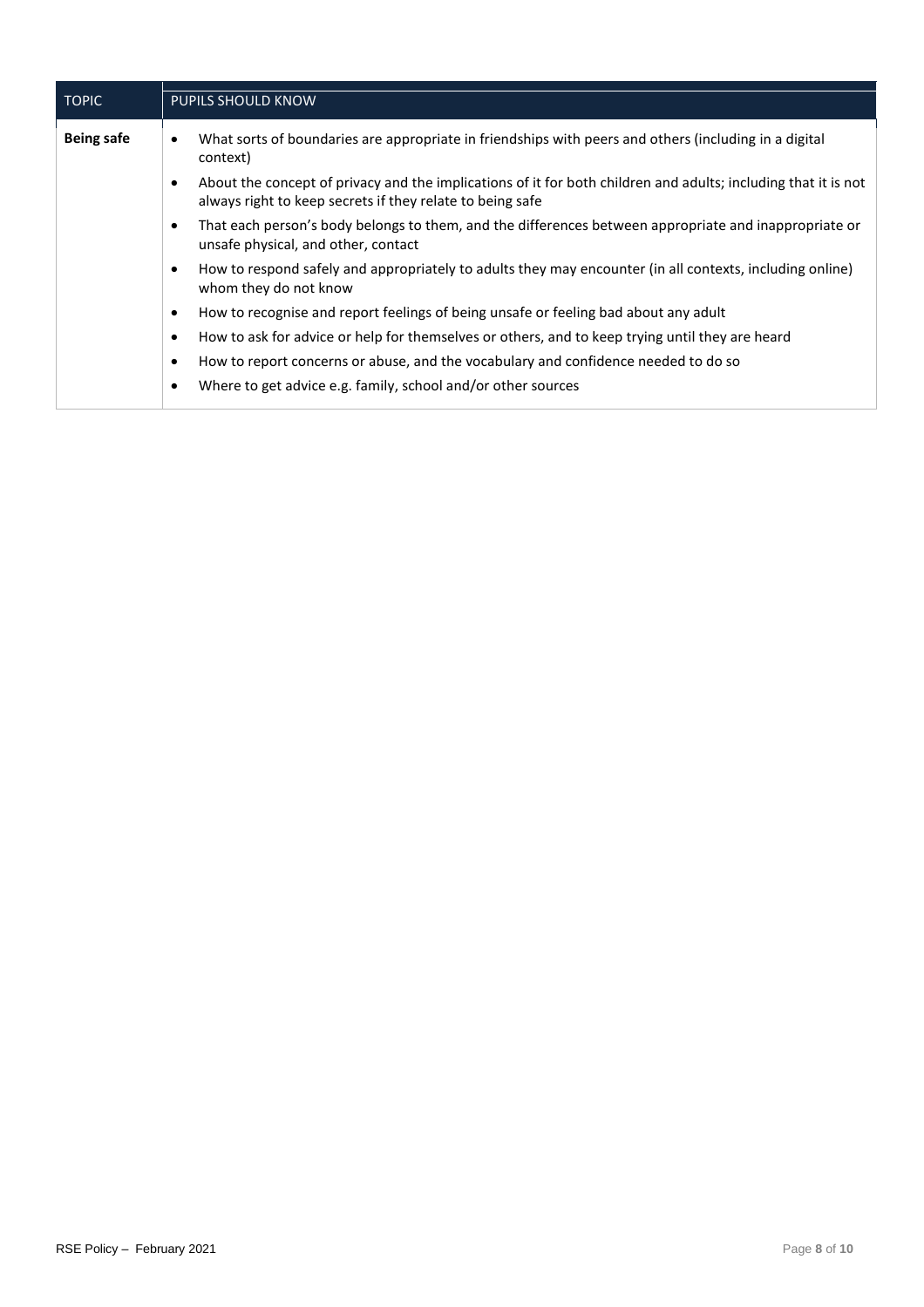| TOPIC | PUPILS SHOULD KNOW |
|---|---|
| **Being safe** | • What sorts of boundaries are appropriate in friendships with peers and others (including in a digital context)<br>• About the concept of privacy and the implications of it for both children and adults; including that it is not always right to keep secrets if they relate to being safe<br>• That each person's body belongs to them, and the differences between appropriate and inappropriate or unsafe physical, and other, contact<br>• How to respond safely and appropriately to adults they may encounter (in all contexts, including online) whom they do not know<br>• How to recognise and report feelings of being unsafe or feeling bad about any adult<br>• How to ask for advice or help for themselves or others, and to keep trying until they are heard<br>• How to report concerns or abuse, and the vocabulary and confidence needed to do so<br>• Where to get advice e.g. family, school and/or other sources |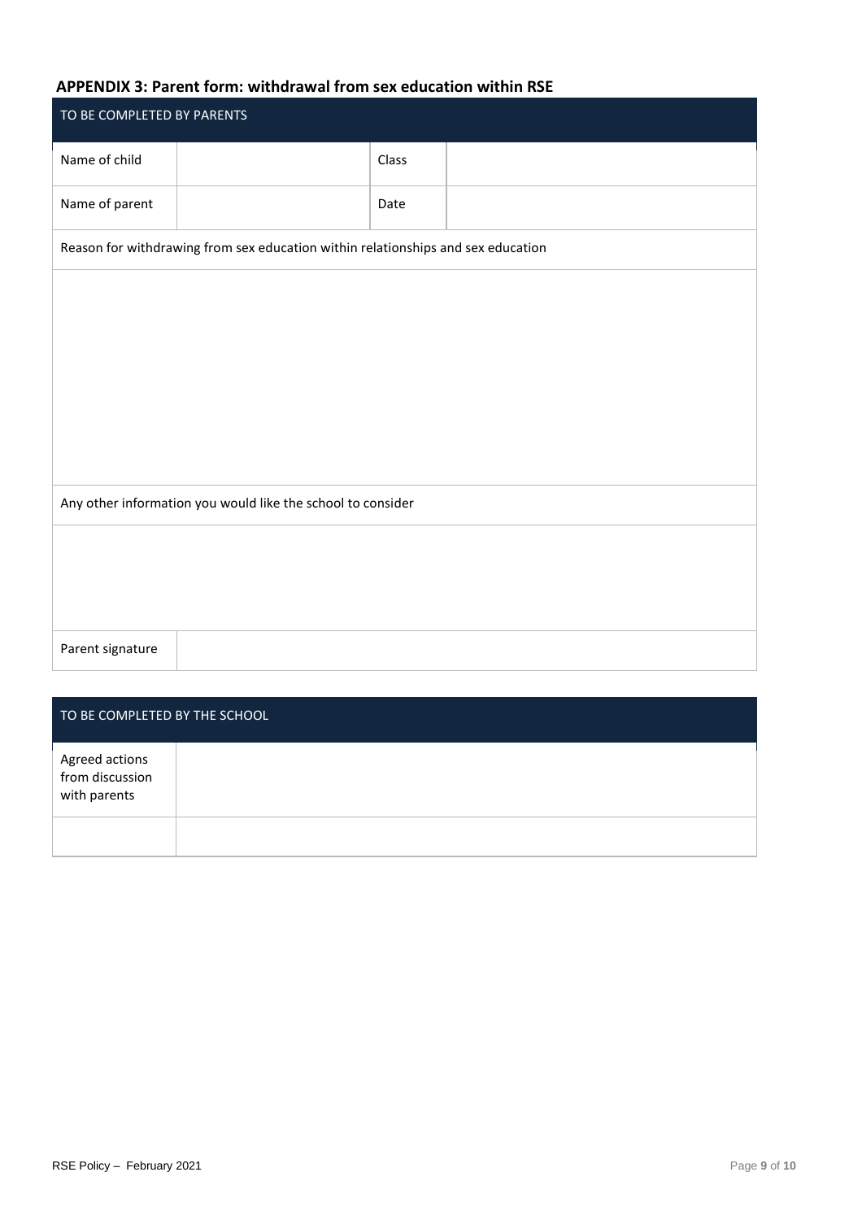## APPENDIX 3: Parent form: withdrawal from sex education within RSE

| TO BE COMPLETED BY PARENTS | | | |
|---|---|---|---|
| Name of child | | Class | |
| Name of parent | | Date | |
| Reason for withdrawing from sex education within relationships and sex education | | | |
| | | | |
| Any other information you would like the school to consider | | | |
| | | | |
| Parent signature | | | |

| TO BE COMPLETED BY THE SCHOOL | |
|---|---|
| Agreed actions from discussion with parents | |
| | |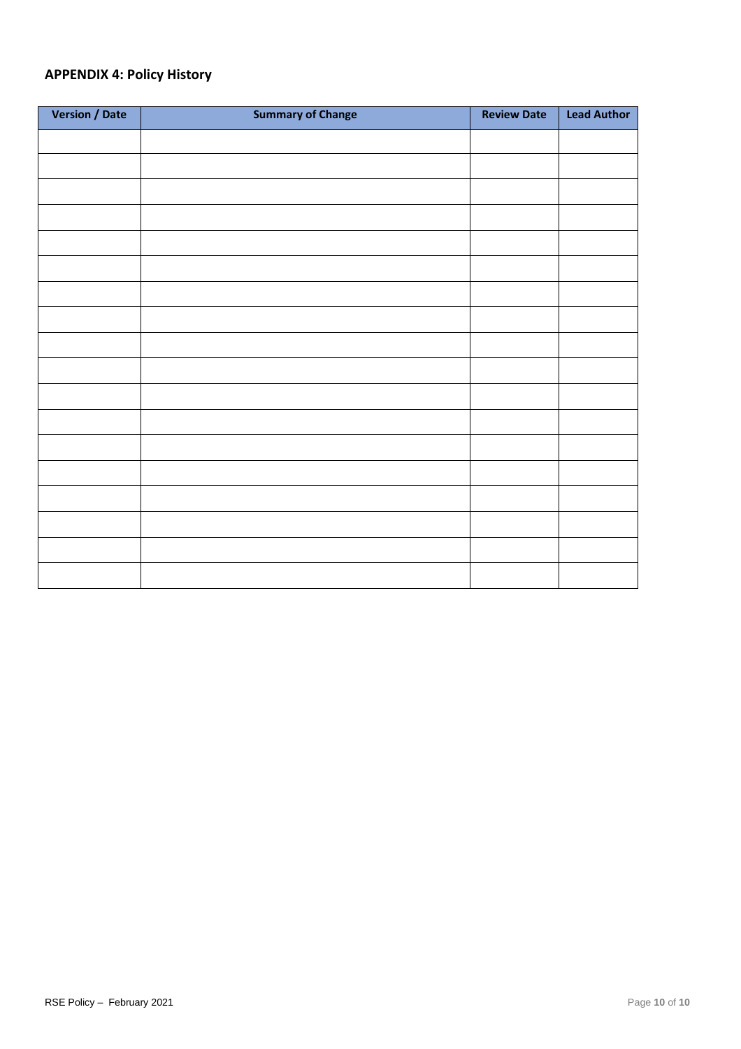## APPENDIX 4: Policy History

| Version / Date | Summary of Change | Review Date | Lead Author |
|---|---|---|---|
| | | | |
| | | | |
| | | | |
| | | | |
| | | | |
| | | | |
| | | | |
| | | | |
| | | | |
| | | | |
| | | | |
| | | | |
| | | | |
| | | | |
| | | | |
| | | | |
| | | | |
| | | | |